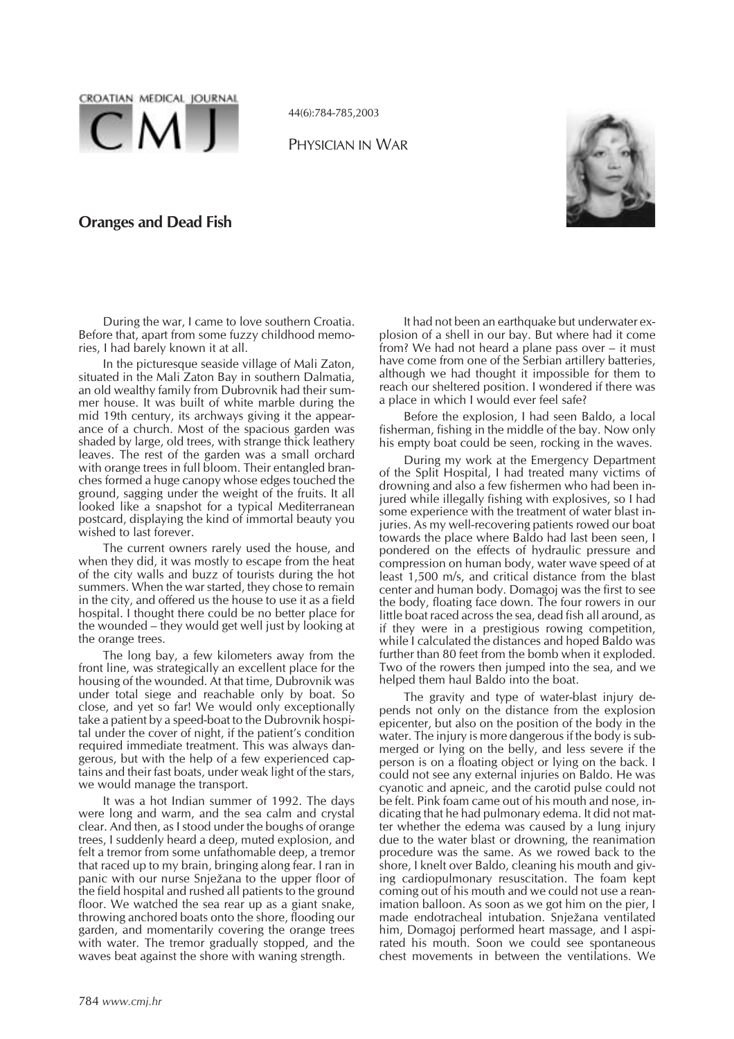PHYSICIAN IN WAR

# Oranges and Dead Fish

During the war, I came to love southern Croatia. Before that, apart from some fuzzy childhood memories, I had barely known it at all.

In the picturesque seaside village of Mali Zaton, situated in the Mali Zaton Bay in southern Dalmatia, an old wealthy family from Dubrovnik had their summer house. It was built of white marble during the mid 19th century, its archways giving it the appearance of a church. Most of the spacious garden was shaded by large, old trees, with strange thick leathery leaves. The rest of the garden was a small orchard with orange trees in full bloom. Their entangled branches formed a huge canopy whose edges touched the ground, sagging under the weight of the fruits. It all looked like a snapshot for a typical Mediterranean postcard, displaying the kind of immortal beauty you wished to last forever.

The current owners rarely used the house, and when they did, it was mostly to escape from the heat of the city walls and buzz of tourists during the hot summers. When the war started, they chose to remain in the city, and offered us the house to use it as a field hospital. I thought there could be no better place for the wounded – they would get well just by looking at the orange trees.

The long bay, a few kilometers away from the front line, was strategically an excellent place for the housing of the wounded. At that time, Dubrovnik was under total siege and reachable only by boat. So close, and yet so far! We would only exceptionally take a patient by a speed-boat to the Dubrovnik hospital under the cover of night, if the patient's condition required immediate treatment. This was always dangerous, but with the help of a few experienced captains and their fast boats, under weak light of the stars, we would manage the transport.

It was a hot Indian summer of 1992. The days were long and warm, and the sea calm and crystal clear. And then, as I stood under the boughs of orange trees, I suddenly heard a deep, muted explosion, and felt a tremor from some unfathomable deep, a tremor that raced up to my brain, bringing along fear. I ran in panic with our nurse Snježana to the upper floor of the field hospital and rushed all patients to the ground floor. We watched the sea rear up as a giant snake, throwing anchored boats onto the shore, flooding our garden, and momentarily covering the orange trees with water. The tremor gradually stopped, and the waves beat against the shore with waning strength.

It had not been an earthquake but underwater explosion of a shell in our bay. But where had it come from? We had not heard a plane pass over – it must have come from one of the Serbian artillery batteries, although we had thought it impossible for them to reach our sheltered position. I wondered if there was a place in which I would ever feel safe?

Before the explosion, I had seen Baldo, a local fisherman, fishing in the middle of the bay. Now only his empty boat could be seen, rocking in the waves.

During my work at the Emergency Department of the Split Hospital, I had treated many victims of drowning and also a few fishermen who had been injured while illegally fishing with explosives, so I had some experience with the treatment of water blast injuries. As my well-recovering patients rowed our boat towards the place where Baldo had last been seen, I pondered on the effects of hydraulic pressure and compression on human body, water wave speed of at least 1,500 m/s, and critical distance from the blast center and human body. Domagoj was the first to see the body, floating face down. The four rowers in our little boat raced across the sea, dead fish all around, as if they were in a prestigious rowing competition, while I calculated the distances and hoped Baldo was further than 80 feet from the bomb when it exploded. Two of the rowers then jumped into the sea, and we helped them haul Baldo into the boat.

The gravity and type of water-blast injury depends not only on the distance from the explosion epicenter, but also on the position of the body in the water. The injury is more dangerous if the body is submerged or lying on the belly, and less severe if the person is on a floating object or lying on the back. I could not see any external injuries on Baldo. He was cyanotic and apneic, and the carotid pulse could not be felt. Pink foam came out of his mouth and nose, indicating that he had pulmonary edema. It did not matter whether the edema was caused by a lung injury due to the water blast or drowning, the reanimation procedure was the same. As we rowed back to the shore, I knelt over Baldo, cleaning his mouth and giving cardiopulmonary resuscitation. The foam kept coming out of his mouth and we could not use a reanimation balloon. As soon as we got him on the pier, I made endotracheal intubation. Snježana ventilated him, Domagoj performed heart massage, and I aspirated his mouth. Soon we could see spontaneous chest movements in between the ventilations. We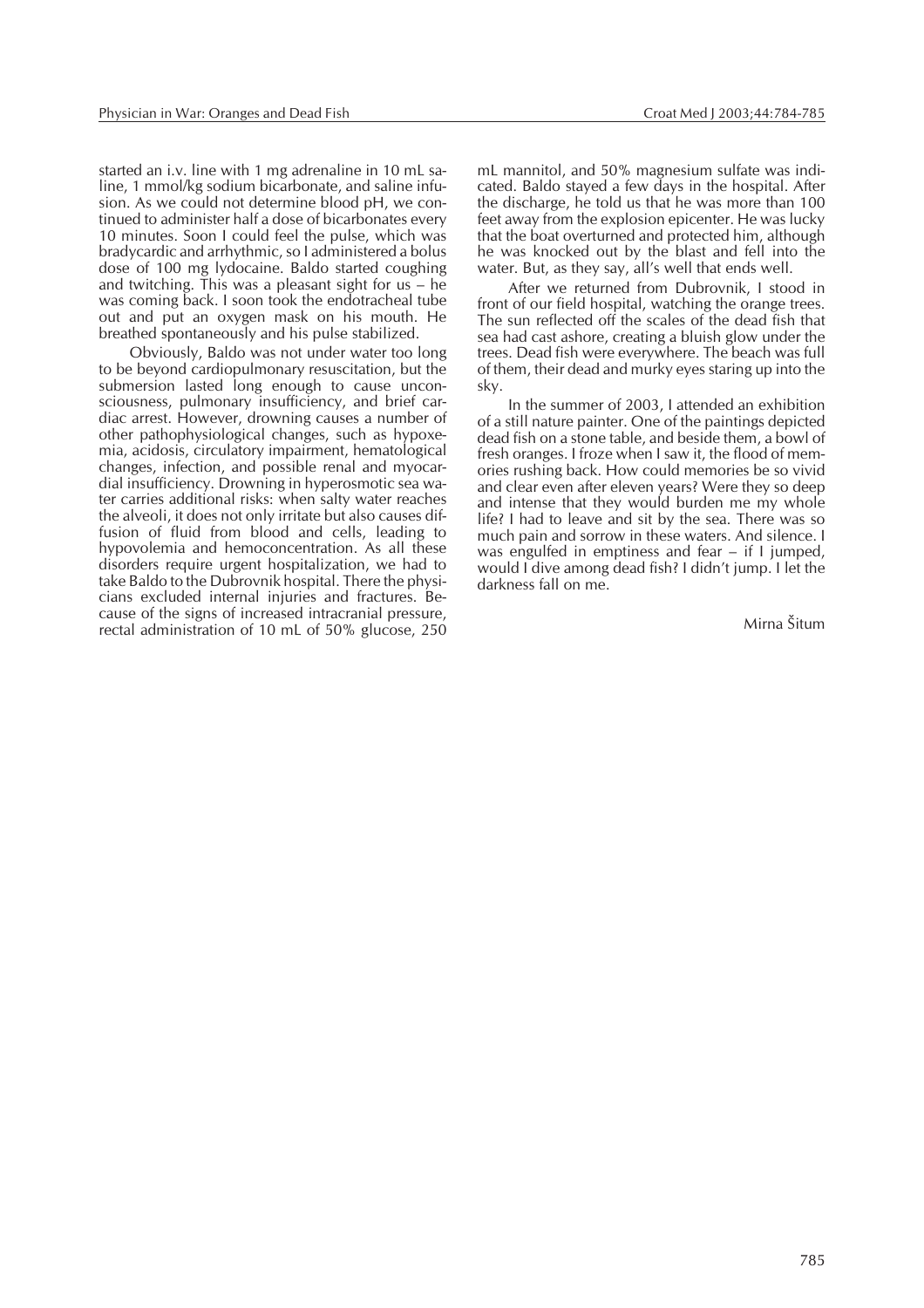started an i.v. line with 1 mg adrenaline in 10 mL saline, 1 mmol/kg sodium bicarbonate, and saline infusion. As we could not determine blood pH, we continued to administer half a dose of bicarbonates every 10 minutes. Soon I could feel the pulse, which was bradycardic and arrhythmic, so I administered a bolus dose of 100 mg lydocaine. Baldo started coughing and twitching. This was a pleasant sight for us – he was coming back. I soon took the endotracheal tube out and put an oxygen mask on his mouth. He breathed spontaneously and his pulse stabilized.

Obviously, Baldo was not under water too long to be beyond cardiopulmonary resuscitation, but the submersion lasted long enough to cause unconsciousness, pulmonary insufficiency, and brief cardiac arrest. However, drowning causes a number of other pathophysiological changes, such as hypoxemia, acidosis, circulatory impairment, hematological changes, infection, and possible renal and myocardial insufficiency. Drowning in hyperosmotic sea water carries additional risks: when salty water reaches the alveoli, it does not only irritate but also causes diffusion of fluid from blood and cells, leading to hypovolemia and hemoconcentration. As all these disorders require urgent hospitalization, we had to take Baldo to the Dubrovnik hospital. There the physicians excluded internal injuries and fractures. Because of the signs of increased intracranial pressure, rectal administration of 10 mL of 50% glucose, 250 mL mannitol, and 50% magnesium sulfate was indicated. Baldo stayed a few days in the hospital. After the discharge, he told us that he was more than 100 feet away from the explosion epicenter. He was lucky that the boat overturned and protected him, although he was knocked out by the blast and fell into the water. But, as they say, all's well that ends well.

After we returned from Dubrovnik, I stood in front of our field hospital, watching the orange trees. The sun reflected off the scales of the dead fish that sea had cast ashore, creating a bluish glow under the trees. Dead fish were everywhere. The beach was full of them, their dead and murky eyes staring up into the sky.

In the summer of 2003, I attended an exhibition of a still nature painter. One of the paintings depicted dead fish on a stone table, and beside them, a bowl of fresh oranges. I froze when I saw it, the flood of memories rushing back. How could memories be so vivid and clear even after eleven years? Were they so deep and intense that they would burden me my whole life? I had to leave and sit by the sea. There was so much pain and sorrow in these waters. And silence. I was engulfed in emptiness and fear – if I jumped, would I dive among dead fish? I didn't jump. I let the darkness fall on me.

Mirna Šitum